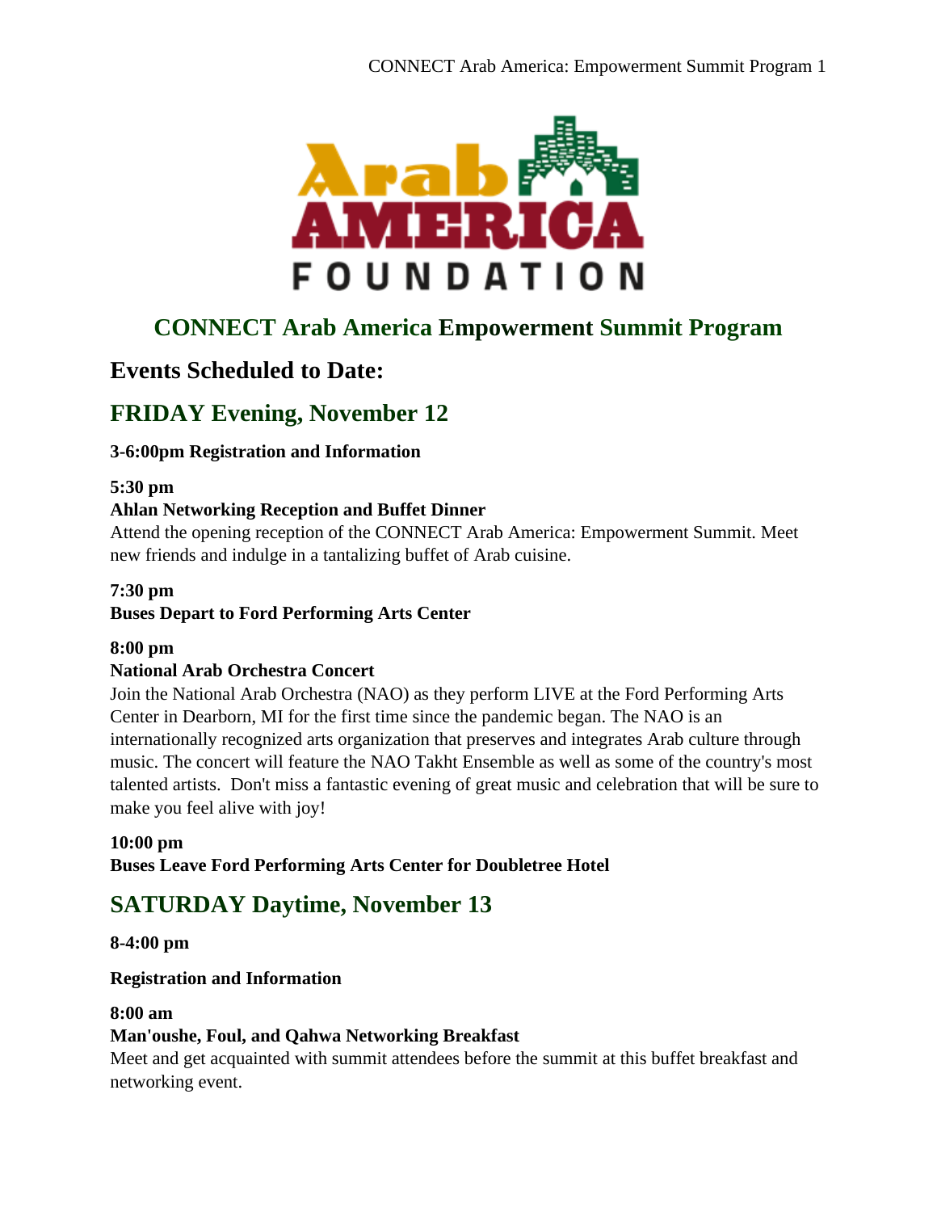# CONNECT Arab America Empowerment Summit Program

## Events Scheduled to Date:

## FRIDAY Evening, November 12

**3-6:00pm Registration and Information**

**5:30 pm**
**Ahlan Networking Reception and Buffet Dinner**
Attend the opening reception of the CONNECT Arab America: Empowerment Summit. Meet new friends and indulge in a tantalizing buffet of Arab cuisine.

**7:30 pm**
**Buses Depart to Ford Performing Arts Center**

**8:00 pm**
**National Arab Orchestra Concert**
Join the National Arab Orchestra (NAO) as they perform LIVE at the Ford Performing Arts Center in Dearborn, MI for the first time since the pandemic began. The NAO is an internationally recognized arts organization that preserves and integrates Arab culture through music. The concert will feature the NAO Takht Ensemble as well as some of the country's most talented artists.  Don't miss a fantastic evening of great music and celebration that will be sure to make you feel alive with joy!

**10:00 pm**
**Buses Leave Ford Performing Arts Center for Doubletree Hotel**

## SATURDAY Daytime, November 13

**8-4:00 pm**

**Registration and Information**

**8:00 am**
**Man'oushe, Foul, and Qahwa Networking Breakfast**
Meet and get acquainted with summit attendees before the summit at this buffet breakfast and networking event.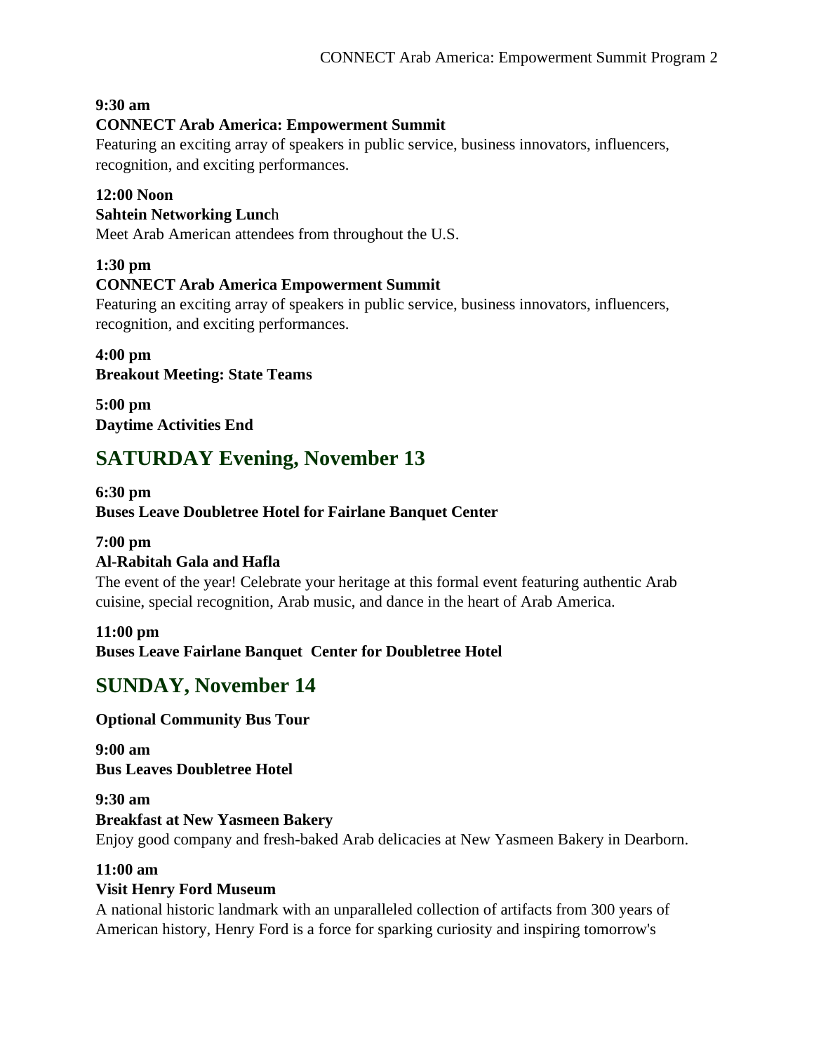**9:30 am**

**CONNECT Arab America: Empowerment Summit**

Featuring an exciting array of speakers in public service, business innovators, influencers, recognition, and exciting performances.

**12:00 Noon**

**Sahtein Networking Lunc**h

Meet Arab American attendees from throughout the U.S.

**1:30 pm**

**CONNECT Arab America Empowerment Summit**

Featuring an exciting array of speakers in public service, business innovators, influencers, recognition, and exciting performances.

**4:00 pm**

**Breakout Meeting: State Teams**

**5:00 pm**

**Daytime Activities End**

## SATURDAY Evening, November 13

**6:30 pm**

**Buses Leave Doubletree Hotel for Fairlane Banquet Center**

**7:00 pm**

**Al-Rabitah Gala and Hafla**

The event of the year! Celebrate your heritage at this formal event featuring authentic Arab cuisine, special recognition, Arab music, and dance in the heart of Arab America.

**11:00 pm**

**Buses Leave Fairlane Banquet Center for Doubletree Hotel**

## SUNDAY, November 14

**Optional Community Bus Tour**

**9:00 am**

**Bus Leaves Doubletree Hotel**

**9:30 am**

**Breakfast at New Yasmeen Bakery**

Enjoy good company and fresh-baked Arab delicacies at New Yasmeen Bakery in Dearborn.

**11:00 am**

**Visit Henry Ford Museum**

A national historic landmark with an unparalleled collection of artifacts from 300 years of American history, Henry Ford is a force for sparking curiosity and inspiring tomorrow's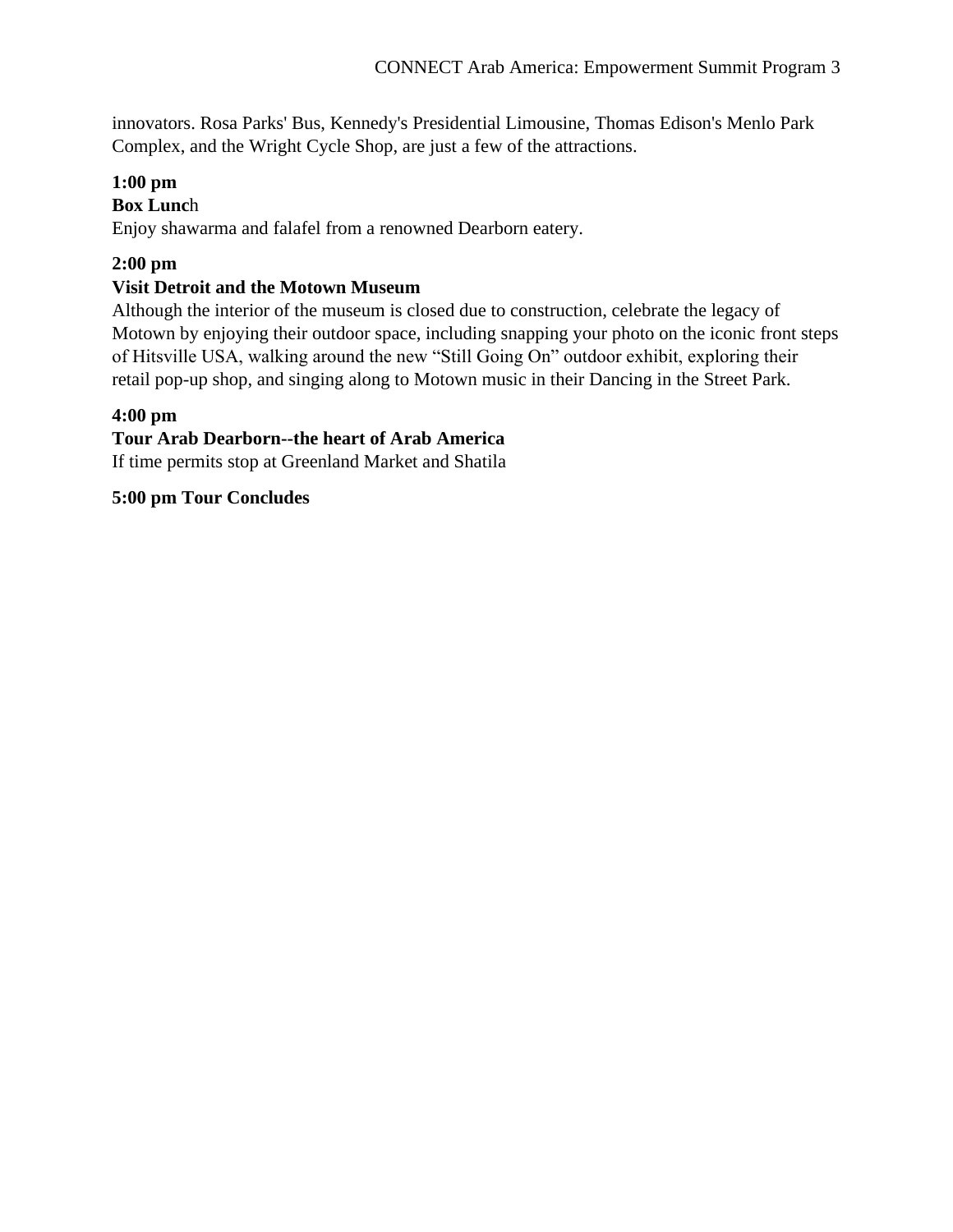innovators. Rosa Parks' Bus, Kennedy's Presidential Limousine, Thomas Edison's Menlo Park Complex, and the Wright Cycle Shop, are just a few of the attractions.

**1:00 pm**
**Lunc**h
Enjoy shawarma and falafel from a renowned Dearborn eatery.

**2:00 pm**
**Visit Detroit and the Motown Museum**
Although the interior of the museum is closed due to construction, celebrate the legacy of Motown by enjoying their outdoor space, including snapping your photo on the iconic front steps of Hitsville USA, walking around the new "Still Going On" outdoor exhibit, exploring their retail pop-up shop, and singing along to Motown music in their Dancing in the Street Park.

**4:00 pm**
**Tour Arab Dearborn--the heart of Arab America**
If time permits stop at Greenland Market and Shatila

**5:00 pm Tour Concludes**